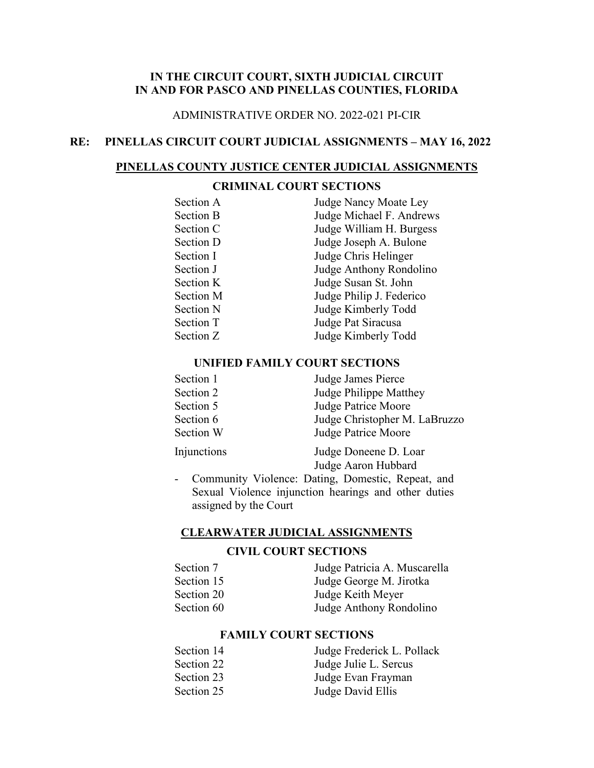**IN THE CIRCUIT COURT, SIXTH JUDICIAL CIRCUIT**
**IN AND FOR PASCO AND PINELLAS COUNTIES, FLORIDA**

ADMINISTRATIVE ORDER NO. 2022-021 PI-CIR

**RE: PINELLAS CIRCUIT COURT JUDICIAL ASSIGNMENTS – MAY 16, 2022**

## PINELLAS COUNTY JUSTICE CENTER JUDICIAL ASSIGNMENTS

### CRIMINAL COURT SECTIONS

| Section | Judge |
|---|---|
| Section A | Judge Nancy Moate Ley |
| Section B | Judge Michael F. Andrews |
| Section C | Judge William H. Burgess |
| Section D | Judge Joseph A. Bulone |
| Section I | Judge Chris Helinger |
| Section J | Judge Anthony Rondolino |
| Section K | Judge Susan St. John |
| Section M | Judge Philip J. Federico |
| Section N | Judge Kimberly Todd |
| Section T | Judge Pat Siracusa |
| Section Z | Judge Kimberly Todd |

### UNIFIED FAMILY COURT SECTIONS

| Section | Judge |
|---|---|
| Section 1 | Judge James Pierce |
| Section 2 | Judge Philippe Matthey |
| Section 5 | Judge Patrice Moore |
| Section 6 | Judge Christopher M. LaBruzzo |
| Section W | Judge Patrice Moore |
| Injunctions | Judge Doneene D. Loar<br>Judge Aaron Hubbard |

- Community Violence: Dating, Domestic, Repeat, and Sexual Violence injunction hearings and other duties assigned by the Court

## CLEARWATER JUDICIAL ASSIGNMENTS

### CIVIL COURT SECTIONS

| Section | Judge |
|---|---|
| Section 7 | Judge Patricia A. Muscarella |
| Section 15 | Judge George M. Jirotka |
| Section 20 | Judge Keith Meyer |
| Section 60 | Judge Anthony Rondolino |

### FAMILY COURT SECTIONS

| Section | Judge |
|---|---|
| Section 14 | Judge Frederick L. Pollack |
| Section 22 | Judge Julie L. Sercus |
| Section 23 | Judge Evan Frayman |
| Section 25 | Judge David Ellis |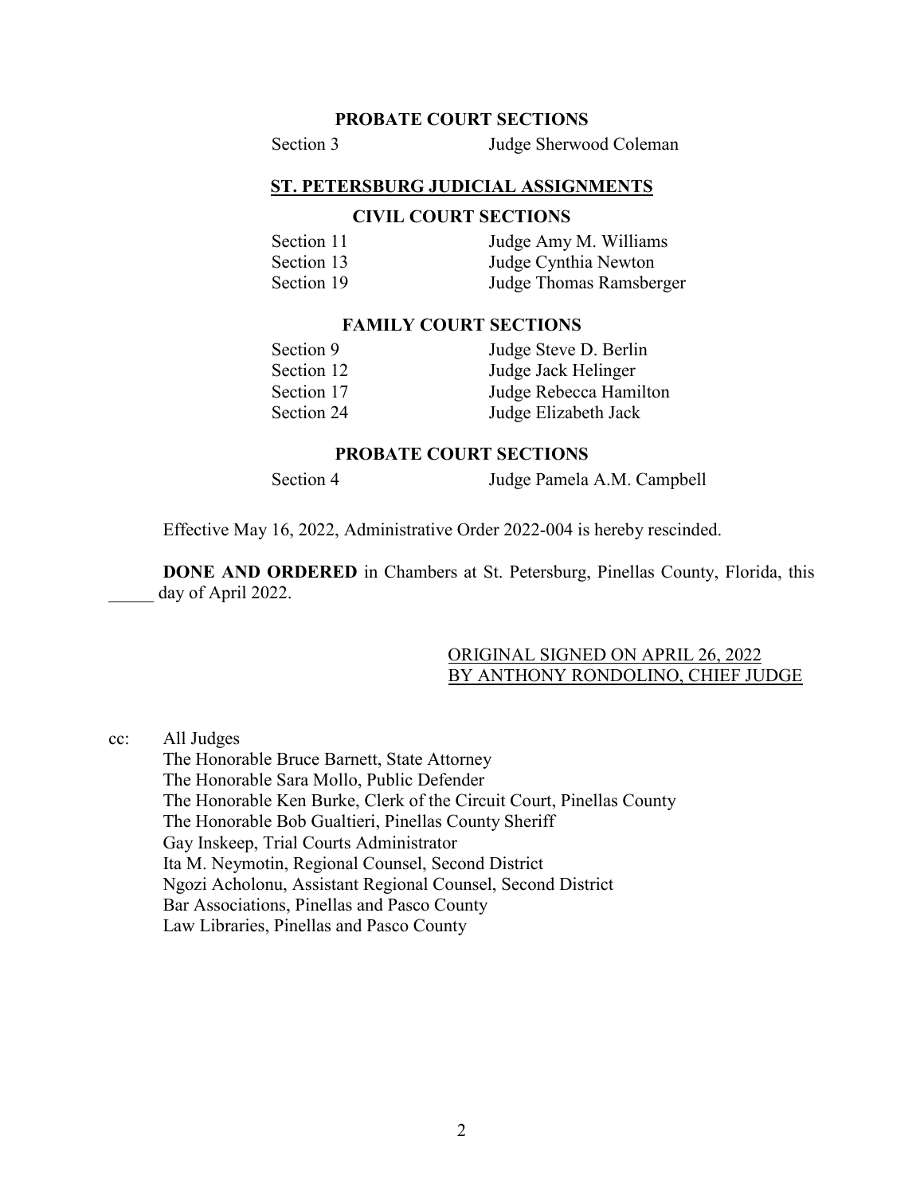**PROBATE COURT SECTIONS**

| | |
|---|---|
| Section 3 | Judge Sherwood Coleman |

**ST. PETERSBURG JUDICIAL ASSIGNMENTS**

**CIVIL COURT SECTIONS**

| | |
|---|---|
| Section 11 | Judge Amy M. Williams |
| Section 13 | Judge Cynthia Newton |
| Section 19 | Judge Thomas Ramsberger |

**FAMILY COURT SECTIONS**

| | |
|---|---|
| Section 9 | Judge Steve D. Berlin |
| Section 12 | Judge Jack Helinger |
| Section 17 | Judge Rebecca Hamilton |
| Section 24 | Judge Elizabeth Jack |

**PROBATE COURT SECTIONS**

| | |
|---|---|
| Section 4 | Judge Pamela A.M. Campbell |

Effective May 16, 2022, Administrative Order 2022-004 is hereby rescinded.

**DONE AND ORDERED** in Chambers at St. Petersburg, Pinellas County, Florida, this _____ day of April 2022.

ORIGINAL SIGNED ON APRIL 26, 2022
BY ANTHONY RONDOLINO, CHIEF JUDGE

cc: All Judges
The Honorable Bruce Barnett, State Attorney
The Honorable Sara Mollo, Public Defender
The Honorable Ken Burke, Clerk of the Circuit Court, Pinellas County
The Honorable Bob Gualtieri, Pinellas County Sheriff
Gay Inskeep, Trial Courts Administrator
Ita M. Neymotin, Regional Counsel, Second District
Ngozi Acholonu, Assistant Regional Counsel, Second District
Bar Associations, Pinellas and Pasco County
Law Libraries, Pinellas and Pasco County